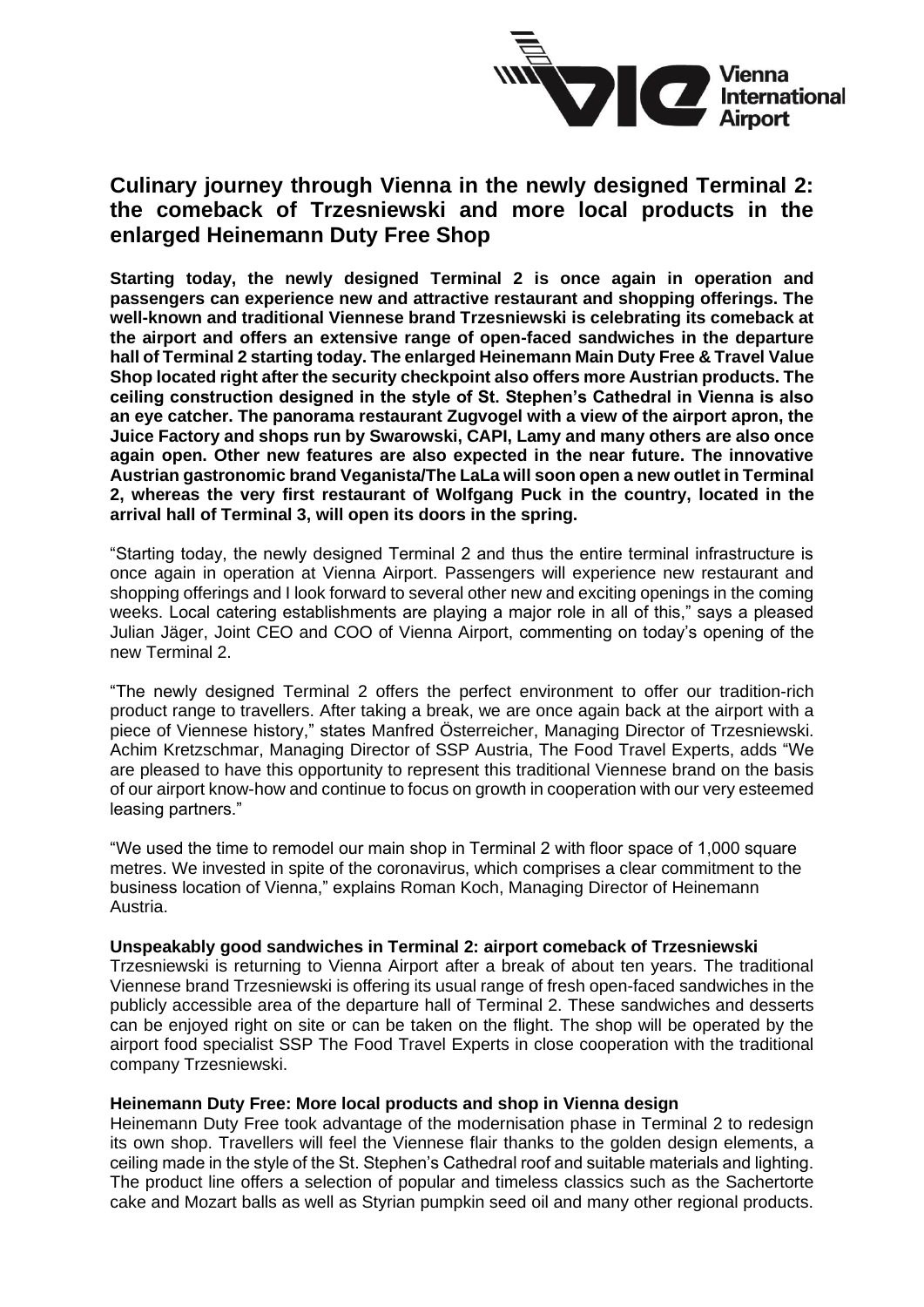# Culinary journey through Vienna in the newly designed Terminal 2: the comeback of Trzesniewski and more local products in the enlarged Heinemann Duty Free Shop

**Starting today, the newly designed Terminal 2 is once again in operation and passengers can experience new and attractive restaurant and shopping offerings. The well-known and traditional Viennese brand Trzesniewski is celebrating its comeback at the airport and offers an extensive range of open-faced sandwiches in the departure hall of Terminal 2 starting today. The enlarged Heinemann Main Duty Free & Travel Value Shop located right after the security checkpoint also offers more Austrian products. The ceiling construction designed in the style of St. Stephen's Cathedral in Vienna is also an eye catcher. The panorama restaurant Zugvogel with a view of the airport apron, the Juice Factory and shops run by Swarowski, CAPI, Lamy and many others are also once again open. Other new features are also expected in the near future. The innovative Austrian gastronomic brand Veganista/The LaLa will soon open a new outlet in Terminal 2, whereas the very first restaurant of Wolfgang Puck in the country, located in the arrival hall of Terminal 3, will open its doors in the spring.**

"Starting today, the newly designed Terminal 2 and thus the entire terminal infrastructure is once again in operation at Vienna Airport. Passengers will experience new restaurant and shopping offerings and I look forward to several other new and exciting openings in the coming weeks. Local catering establishments are playing a major role in all of this," says a pleased Julian Jäger, Joint CEO and COO of Vienna Airport, commenting on today's opening of the new Terminal 2.

"The newly designed Terminal 2 offers the perfect environment to offer our tradition-rich product range to travellers. After taking a break, we are once again back at the airport with a piece of Viennese history," states Manfred Österreicher, Managing Director of Trzesniewski. Achim Kretzschmar, Managing Director of SSP Austria, The Food Travel Experts, adds "We are pleased to have this opportunity to represent this traditional Viennese brand on the basis of our airport know-how and continue to focus on growth in cooperation with our very esteemed leasing partners."

"We used the time to remodel our main shop in Terminal 2 with floor space of 1,000 square metres. We invested in spite of the coronavirus, which comprises a clear commitment to the business location of Vienna," explains Roman Koch, Managing Director of Heinemann Austria.

**Unspeakably good sandwiches in Terminal 2: airport comeback of Trzesniewski**

Trzesniewski is returning to Vienna Airport after a break of about ten years. The traditional Viennese brand Trzesniewski is offering its usual range of fresh open-faced sandwiches in the publicly accessible area of the departure hall of Terminal 2. These sandwiches and desserts can be enjoyed right on site or can be taken on the flight. The shop will be operated by the airport food specialist SSP The Food Travel Experts in close cooperation with the traditional company Trzesniewski.

**Heinemann Duty Free: More local products and shop in Vienna design**

Heinemann Duty Free took advantage of the modernisation phase in Terminal 2 to redesign its own shop. Travellers will feel the Viennese flair thanks to the golden design elements, a ceiling made in the style of the St. Stephen's Cathedral roof and suitable materials and lighting. The product line offers a selection of popular and timeless classics such as the Sachertorte cake and Mozart balls as well as Styrian pumpkin seed oil and many other regional products.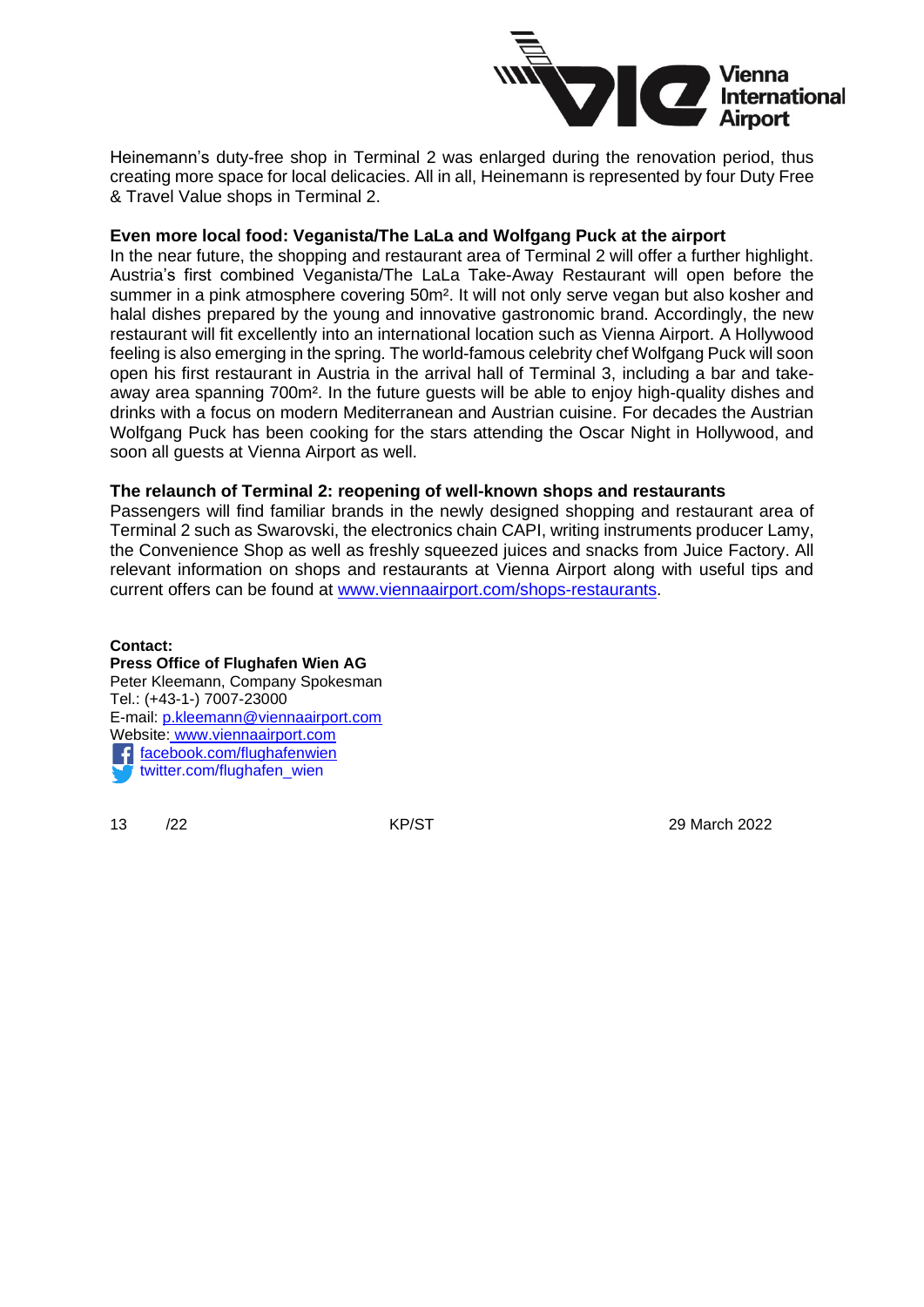Heinemann's duty-free shop in Terminal 2 was enlarged during the renovation period, thus creating more space for local delicacies. All in all, Heinemann is represented by four Duty Free & Travel Value shops in Terminal 2.

**Even more local food: Veganista/The LaLa and Wolfgang Puck at the airport**

In the near future, the shopping and restaurant area of Terminal 2 will offer a further highlight. Austria's first combined Veganista/The LaLa Take-Away Restaurant will open before the summer in a pink atmosphere covering 50m². It will not only serve vegan but also kosher and halal dishes prepared by the young and innovative gastronomic brand. Accordingly, the new restaurant will fit excellently into an international location such as Vienna Airport. A Hollywood feeling is also emerging in the spring. The world-famous celebrity chef Wolfgang Puck will soon open his first restaurant in Austria in the arrival hall of Terminal 3, including a bar and take-away area spanning 700m². In the future guests will be able to enjoy high-quality dishes and drinks with a focus on modern Mediterranean and Austrian cuisine. For decades the Austrian Wolfgang Puck has been cooking for the stars attending the Oscar Night in Hollywood, and soon all guests at Vienna Airport as well.

**The relaunch of Terminal 2: reopening of well-known shops and restaurants**

Passengers will find familiar brands in the newly designed shopping and restaurant area of Terminal 2 such as Swarovski, the electronics chain CAPI, writing instruments producer Lamy, the Convenience Shop as well as freshly squeezed juices and snacks from Juice Factory. All relevant information on shops and restaurants at Vienna Airport along with useful tips and current offers can be found at www.viennaairport.com/shops-restaurants.

**Contact:**
**Press Office of Flughafen Wien AG**
Peter Kleemann, Company Spokesman
Tel.: (+43-1-) 7007-23000
E-mail: p.kleemann@viennaairport.com
Website: www.viennaairport.com
facebook.com/flughafenwien
twitter.com/flughafen_wien

13 /22 KP/ST 29 March 2022